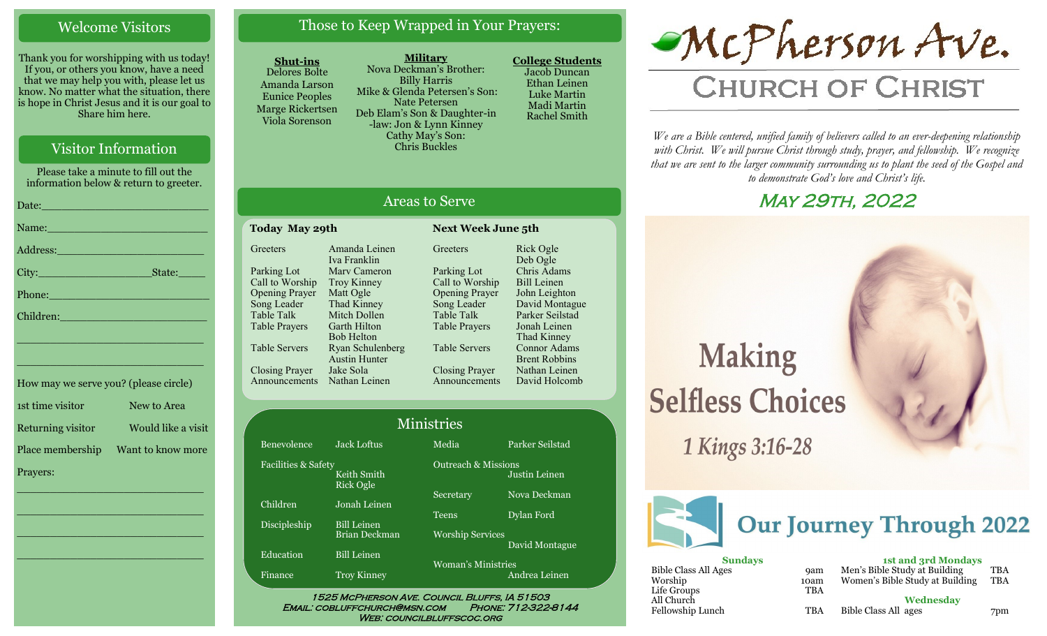## Welcome Visitors

Thank you for worshipping with us today! If you, or others you know, have a need that we may help you with, please let us know. No matter what the situation, there is hope in Christ Jesus and it is our goal to Share him here.

## Visitor Information

Please take a minute to fill out the information below & return to greeter.

Date:\_\_\_\_\_\_\_\_\_\_\_\_\_\_\_\_\_\_\_\_\_\_\_\_\_\_\_

Name:\_\_\_\_\_\_\_\_\_\_\_\_\_\_\_\_\_\_\_\_\_\_\_\_\_\_

Address:\_\_\_\_\_\_\_\_\_\_\_\_\_\_\_\_\_\_\_\_\_\_\_\_

City:\_\_\_\_\_\_\_\_\_\_\_\_\_\_\_\_\_\_\_State:\_\_\_\_\_

Phone:\_\_\_\_\_\_\_\_\_\_\_\_\_\_\_\_\_\_\_\_\_\_\_\_\_\_

Children:\_\_\_\_\_\_\_\_\_\_\_\_\_\_\_\_\_\_\_\_\_\_\_\_

\_\_\_\_\_\_\_\_\_\_\_\_\_\_\_\_\_\_\_\_\_\_\_\_\_\_\_\_\_\_\_

\_\_\_\_\_\_\_\_\_\_\_\_\_\_\_\_\_\_\_\_\_\_\_\_\_\_\_\_\_\_\_

How may we serve you? (please circle)

| | |
|---|---|
| 1st time visitor | New to Area |
| Returning visitor | Would like a visit |
| Place membership | Want to know more |

Prayers:

\_\_\_\_\_\_\_\_\_\_\_\_\_\_\_\_\_\_\_\_\_\_\_\_\_\_\_\_\_\_\_

\_\_\_\_\_\_\_\_\_\_\_\_\_\_\_\_\_\_\_\_\_\_\_\_\_\_\_\_\_\_\_

\_\_\_\_\_\_\_\_\_\_\_\_\_\_\_\_\_\_\_\_\_\_\_\_\_\_\_\_\_\_\_

\_\_\_\_\_\_\_\_\_\_\_\_\_\_\_\_\_\_\_\_\_\_\_\_\_\_\_\_\_\_\_

## Those to Keep Wrapped in Your Prayers:

**Shut-ins**
Delores Bolte
Amanda Larson
Eunice Peoples
Marge Rickertsen
Viola Sorenson

**Military**
Nova Deckman's Brother: Billy Harris
Mike & Glenda Petersen's Son: Nate Petersen
Deb Elam's Son & Daughter-in-law: Jon & Lynn Kinney
Cathy May's Son: Chris Buckles

**College Students**
Jacob Duncan
Ethan Leinen
Luke Martin
Madi Martin
Rachel Smith

## Areas to Serve

**Today May 29th**

| | |
|---|---|
| Greeters | Amanda Leinen, Iva Franklin |
| Parking Lot | Marv Cameron |
| Call to Worship | Troy Kinney |
| Opening Prayer | Matt Ogle |
| Song Leader | Thad Kinney |
| Table Talk | Mitch Dollen |
| Table Prayers | Garth Hilton, Bob Helton |
| Table Servers | Ryan Schulenberg, Austin Hunter |
| Closing Prayer | Jake Sola |
| Announcements | Nathan Leinen |

**Next Week June 5th**

| | |
|---|---|
| Greeters | Rick Ogle, Deb Ogle |
| Parking Lot | Chris Adams |
| Call to Worship | Bill Leinen |
| Opening Prayer | John Leighton |
| Song Leader | David Montague |
| Table Talk | Parker Seilstad |
| Table Prayers | Jonah Leinen, Thad Kinney |
| Table Servers | Connor Adams, Brent Robbins |
| Closing Prayer | Nathan Leinen |
| Announcements | David Holcomb |

## Ministries

| | |
|---|---|
| Benevolence | Jack Loftus |
| Facilities & Safety | Keith Smith, Rick Ogle |
| Children | Jonah Leinen |
| Discipleship | Bill Leinen, Brian Deckman |
| Education | Bill Leinen |
| Finance | Troy Kinney |
| Media | Parker Seilstad |
| Outreach & Missions | Justin Leinen |
| Secretary | Nova Deckman |
| Teens | Dylan Ford |
| Worship Services | David Montague |
| Woman's Ministries | Andrea Leinen |

1525 McPherson Ave. Council Bluffs, IA 51503
Email: cobluffchurch@msn.com Phone: 712-322-8144
Web: councilbluffscoc.org

# McPherson Ave. Church of Christ

*We are a Bible centered, unified family of believers called to an ever-deepening relationship with Christ. We will pursue Christ through study, prayer, and fellowship. We recognize that we are sent to the larger community surrounding us to plant the seed of the Gospel and to demonstrate God's love and Christ's life.*

## May 29th, 2022

# Making Selfless Choices

*1 Kings 3:16-28*

## Our Journey Through 2022

**Sundays**

| | |
|---|---|
| Bible Class All Ages | 9am |
| Worship | 10am |
| Life Groups | TBA |
| All Church Fellowship Lunch | TBA |

**1st and 3rd Mondays**

| | |
|---|---|
| Men's Bible Study at Building | TBA |
| Women's Bible Study at Building | TBA |

**Wednesday**

| | |
|---|---|
| Bible Class All ages | 7pm |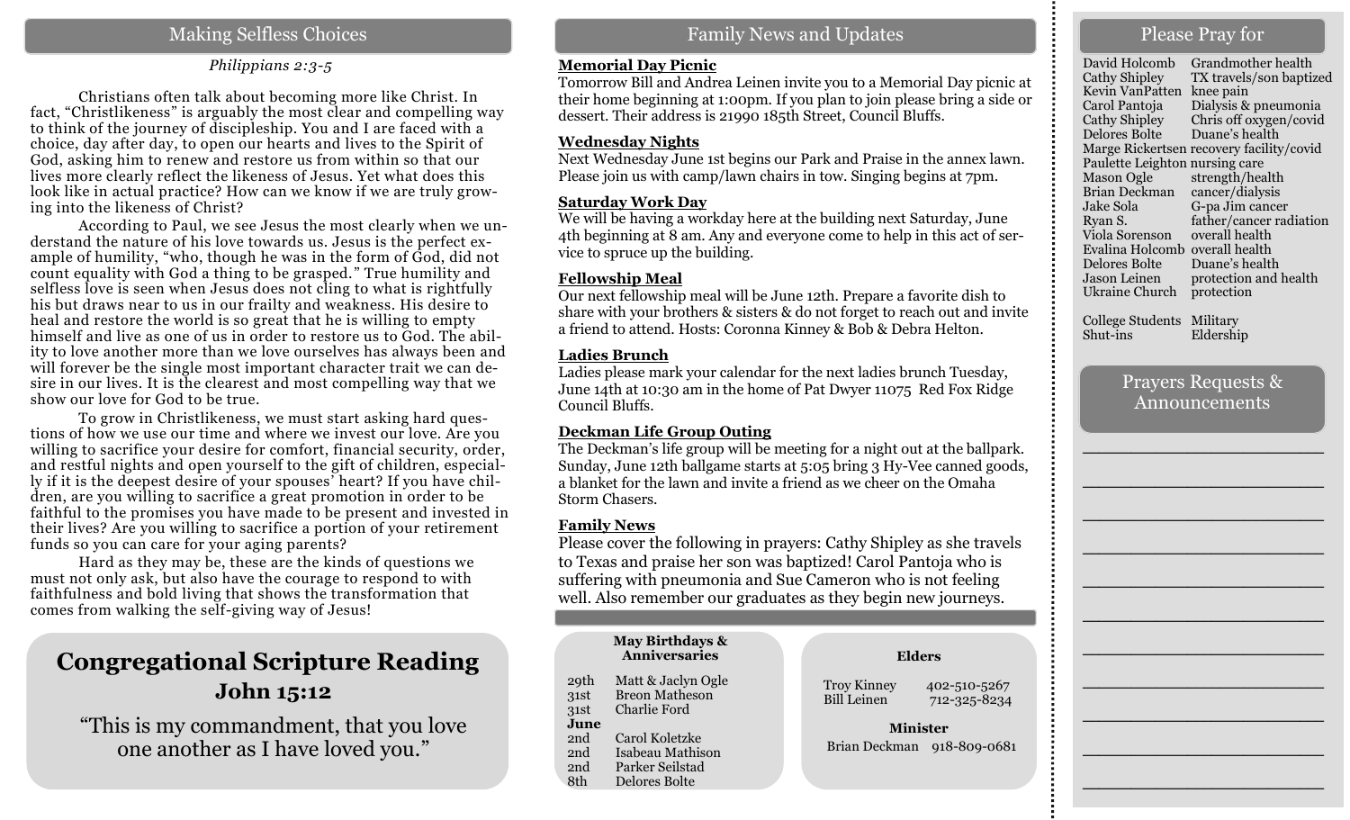## Making Selfless Choices

*Philippians 2:3-5*

Christians often talk about becoming more like Christ. In fact, "Christlikeness" is arguably the most clear and compelling way to think of the journey of discipleship. You and I are faced with a choice, day after day, to open our hearts and lives to the Spirit of God, asking him to renew and restore us from within so that our lives more clearly reflect the likeness of Jesus. Yet what does this look like in actual practice? How can we know if we are truly growing into the likeness of Christ?

According to Paul, we see Jesus the most clearly when we understand the nature of his love towards us. Jesus is the perfect example of humility, "who, though he was in the form of God, did not count equality with God a thing to be grasped." True humility and selfless love is seen when Jesus does not cling to what is rightfully his but draws near to us in our frailty and weakness. His desire to heal and restore the world is so great that he is willing to empty himself and live as one of us in order to restore us to God. The ability to love another more than we love ourselves has always been and will forever be the single most important character trait we can desire in our lives. It is the clearest and most compelling way that we show our love for God to be true.

To grow in Christlikeness, we must start asking hard questions of how we use our time and where we invest our love. Are you willing to sacrifice your desire for comfort, financial security, order, and restful nights and open yourself to the gift of children, especially if it is the deepest desire of your spouses' heart? If you have children, are you willing to sacrifice a great promotion in order to be faithful to the promises you have made to be present and invested in their lives? Are you willing to sacrifice a portion of your retirement funds so you can care for your aging parents?

Hard as they may be, these are the kinds of questions we must not only ask, but also have the courage to respond to with faithfulness and bold living that shows the transformation that comes from walking the self-giving way of Jesus!

## Congregational Scripture Reading
### John 15:12

"This is my commandment, that you love one another as I have loved you."

## Family News and Updates

**Memorial Day Picnic**

Tomorrow Bill and Andrea Leinen invite you to a Memorial Day picnic at their home beginning at 1:00pm. If you plan to join please bring a side or dessert. Their address is 21990 185th Street, Council Bluffs.

**Wednesday Nights**

Next Wednesday June 1st begins our Park and Praise in the annex lawn. Please join us with camp/lawn chairs in tow. Singing begins at 7pm.

**Saturday Work Day**

We will be having a workday here at the building next Saturday, June 4th beginning at 8 am. Any and everyone come to help in this act of service to spruce up the building.

**Fellowship Meal**

Our next fellowship meal will be June 12th. Prepare a favorite dish to share with your brothers & sisters & do not forget to reach out and invite a friend to attend. Hosts: Coronna Kinney & Bob & Debra Helton.

**Ladies Brunch**

Ladies please mark your calendar for the next ladies brunch Tuesday, June 14th at 10:30 am in the home of Pat Dwyer 11075 Red Fox Ridge Council Bluffs.

**Deckman Life Group Outing**

The Deckman's life group will be meeting for a night out at the ballpark. Sunday, June 12th ballgame starts at 5:05 bring 3 Hy-Vee canned goods, a blanket for the lawn and invite a friend as we cheer on the Omaha Storm Chasers.

**Family News**

Please cover the following in prayers: Cathy Shipley as she travels to Texas and praise her son was baptized! Carol Pantoja who is suffering with pneumonia and Sue Cameron who is not feeling well. Also remember our graduates as they begin new journeys.

### May Birthdays & Anniversaries

| | |
|---|---|
| 29th | Matt & Jaclyn Ogle |
| 31st | Breon Matheson |
| 31st | Charlie Ford |
| **June** | |
| 2nd | Carol Koletzke |
| 2nd | Isabeau Mathison |
| 2nd | Parker Seilstad |
| 8th | Delores Bolte |

### Elders

Troy Kinney 402-510-5267
Bill Leinen 712-325-8234

### Minister

Brian Deckman 918-809-0681

## Please Pray for

| | |
|---|---|
| David Holcomb | Grandmother health |
| Cathy Shipley | TX travels/son baptized |
| Kevin VanPatten | knee pain |
| Carol Pantoja | Dialysis & pneumonia |
| Cathy Shipley | Chris off oxygen/covid |
| Delores Bolte | Duane's health |
| Marge Rickertsen | recovery facility/covid |
| Paulette Leighton | nursing care |
| Mason Ogle | strength/health |
| Brian Deckman | cancer/dialysis |
| Jake Sola | G-pa Jim cancer |
| Ryan S. | father/cancer radiation |
| Viola Sorenson | overall health |
| Evalina Holcomb | overall health |
| Delores Bolte | Duane's health |
| Jason Leinen | protection and health |
| Ukraine Church | protection |
| College Students | Military |
| Shut-ins | Eldership |

## Prayers Requests & Announcements

\_\_\_\_\_\_\_\_\_\_\_\_\_\_\_\_\_\_\_\_\_\_\_\_\_\_\_\_\_\_

\_\_\_\_\_\_\_\_\_\_\_\_\_\_\_\_\_\_\_\_\_\_\_\_\_\_\_\_\_\_

\_\_\_\_\_\_\_\_\_\_\_\_\_\_\_\_\_\_\_\_\_\_\_\_\_\_\_\_\_\_

\_\_\_\_\_\_\_\_\_\_\_\_\_\_\_\_\_\_\_\_\_\_\_\_\_\_\_\_\_\_

\_\_\_\_\_\_\_\_\_\_\_\_\_\_\_\_\_\_\_\_\_\_\_\_\_\_\_\_\_\_

\_\_\_\_\_\_\_\_\_\_\_\_\_\_\_\_\_\_\_\_\_\_\_\_\_\_\_\_\_\_

\_\_\_\_\_\_\_\_\_\_\_\_\_\_\_\_\_\_\_\_\_\_\_\_\_\_\_\_\_\_

\_\_\_\_\_\_\_\_\_\_\_\_\_\_\_\_\_\_\_\_\_\_\_\_\_\_\_\_\_\_

\_\_\_\_\_\_\_\_\_\_\_\_\_\_\_\_\_\_\_\_\_\_\_\_\_\_\_\_\_\_

\_\_\_\_\_\_\_\_\_\_\_\_\_\_\_\_\_\_\_\_\_\_\_\_\_\_\_\_\_\_

\_\_\_\_\_\_\_\_\_\_\_\_\_\_\_\_\_\_\_\_\_\_\_\_\_\_\_\_\_\_